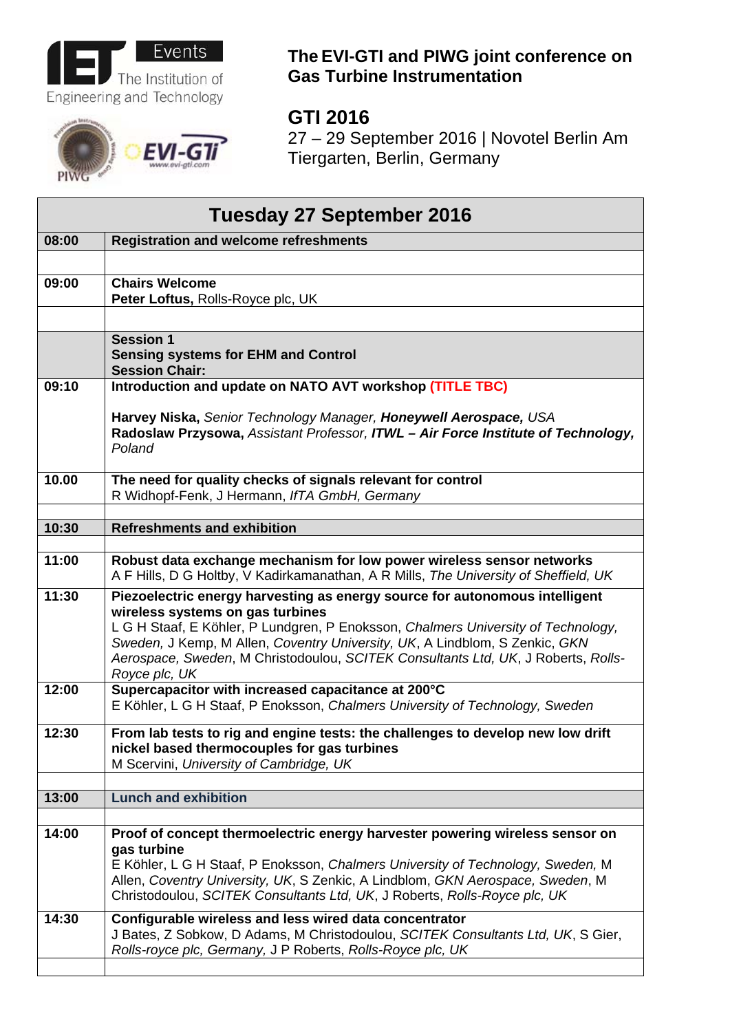# The EVI-GTI and PIWG joint conference on Gas Turbine Instrumentation

## GTI 2016

27 – 29 September 2016 | Novotel Berlin Am Tiergarten, Berlin, Germany

| Tuesday 27 September 2016 | |
|---|---|
| **08:00** | **Registration and welcome refreshments** |
| | |
| **09:00** | **Chairs Welcome**<br>**Peter Loftus,** Rolls-Royce plc, UK |
| | |
| | **Session 1**<br>**Sensing systems for EHM and Control**<br>**Session Chair:** |
| **09:10** | **Introduction and update on NATO AVT workshop (TITLE TBC)**<br><br>**Harvey Niska,** *Senior Technology Manager,* ***Honeywell Aerospace,*** *USA*<br>**Radoslaw Przysowa,** *Assistant Professor,* ***ITWL – Air Force Institute of Technology,*** *Poland* |
| **10.00** | **The need for quality checks of signals relevant for control**<br>R Widhopf-Fenk, J Hermann, *IfTA GmbH, Germany* |
| | |
| **10:30** | **Refreshments and exhibition** |
| | |
| **11:00** | **Robust data exchange mechanism for low power wireless sensor networks**<br>A F Hills, D G Holtby, V Kadirkamanathan, A R Mills, *The University of Sheffield, UK* |
| **11:30** | **Piezoelectric energy harvesting as energy source for autonomous intelligent wireless systems on gas turbines**<br>L G H Staaf, E Köhler, P Lundgren, P Enoksson, *Chalmers University of Technology, Sweden,* J Kemp, M Allen, *Coventry University, UK*, A Lindblom, S Zenkic, *GKN Aerospace, Sweden*, M Christodoulou, *SCITEK Consultants Ltd, UK*, J Roberts, *Rolls-Royce plc, UK* |
| **12:00** | **Supercapacitor with increased capacitance at 200°C**<br>E Köhler, L G H Staaf, P Enoksson, *Chalmers University of Technology, Sweden* |
| **12:30** | **From lab tests to rig and engine tests: the challenges to develop new low drift nickel based thermocouples for gas turbines**<br>M Scervini, *University of Cambridge, UK* |
| | |
| **13:00** | **Lunch and exhibition** |
| | |
| **14:00** | **Proof of concept thermoelectric energy harvester powering wireless sensor on gas turbine**<br>E Köhler, L G H Staaf, P Enoksson, *Chalmers University of Technology, Sweden,* M Allen, *Coventry University, UK*, S Zenkic, A Lindblom, *GKN Aerospace, Sweden*, M Christodoulou, *SCITEK Consultants Ltd, UK*, J Roberts, *Rolls-Royce plc, UK* |
| **14:30** | **Configurable wireless and less wired data concentrator**<br>J Bates, Z Sobkow, D Adams, M Christodoulou, *SCITEK Consultants Ltd, UK*, S Gier, *Rolls-royce plc, Germany,* J P Roberts, *Rolls-Royce plc, UK* |
| | |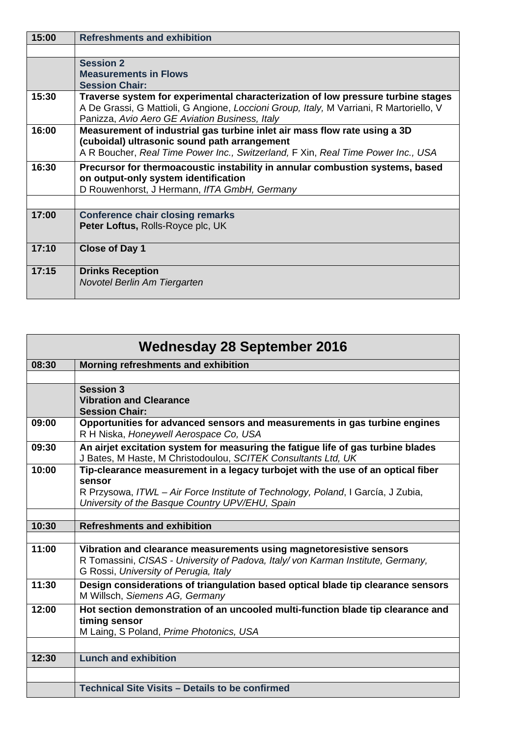| | |
|---|---|
| **15:00** | **Refreshments and exhibition** |
| | |
| | **Session 2**<br>**Measurements in Flows**<br>**Session Chair:** |
| **15:30** | **Traverse system for experimental characterization of low pressure turbine stages**<br>A De Grassi, G Mattioli, G Angione, *Loccioni Group, Italy,* M Varriani, R Martoriello, V Panizza, *Avio Aero GE Aviation Business, Italy* |
| **16:00** | **Measurement of industrial gas turbine inlet air mass flow rate using a 3D (cuboidal) ultrasonic sound path arrangement**<br>A R Boucher, *Real Time Power Inc., Switzerland,* F Xin, *Real Time Power Inc., USA* |
| **16:30** | **Precursor for thermoacoustic instability in annular combustion systems, based on output-only system identification**<br>D Rouwenhorst, J Hermann, *IfTA GmbH, Germany* |
| | |
| **17:00** | **Conference chair closing remarks**<br>**Peter Loftus,** Rolls-Royce plc, UK |
| **17:10** | **Close of Day 1** |
| **17:15** | **Drinks Reception**<br>*Novotel Berlin Am Tiergarten* |

## Wednesday 28 September 2016

| | |
|---|---|
| **08:30** | **Morning refreshments and exhibition** |
| | |
| | **Session 3**<br>**Vibration and Clearance**<br>**Session Chair:** |
| **09:00** | **Opportunities for advanced sensors and measurements in gas turbine engines**<br>R H Niska, *Honeywell Aerospace Co, USA* |
| **09:30** | **An airjet excitation system for measuring the fatigue life of gas turbine blades**<br>J Bates, M Haste, M Christodoulou, *SCITEK Consultants Ltd, UK* |
| **10:00** | **Tip-clearance measurement in a legacy turbojet with the use of an optical fiber sensor**<br>R Przysowa, *ITWL – Air Force Institute of Technology, Poland*, I García, J Zubia, *University of the Basque Country UPV/EHU, Spain* |
| | |
| **10:30** | **Refreshments and exhibition** |
| | |
| **11:00** | **Vibration and clearance measurements using magnetoresistive sensors**<br>R Tomassini, *CISAS - University of Padova, Italy/ von Karman Institute, Germany,* G Rossi, *University of Perugia, Italy* |
| **11:30** | **Design considerations of triangulation based optical blade tip clearance sensors**<br>M Willsch, *Siemens AG, Germany* |
| **12:00** | **Hot section demonstration of an uncooled multi-function blade tip clearance and timing sensor**<br>M Laing, S Poland, *Prime Photonics, USA* |
| | |
| **12:30** | **Lunch and exhibition** |
| | |
| | **Technical Site Visits – Details to be confirmed** |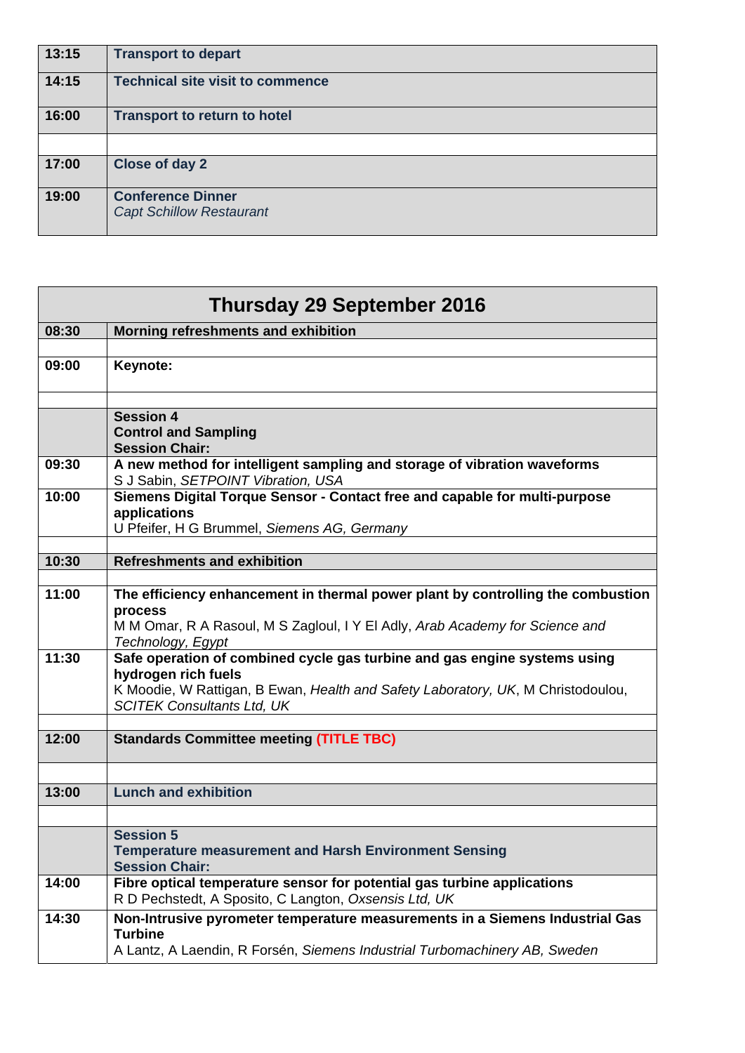| | |
|---|---|
| **13:15** | **Transport to depart** |
| **14:15** | **Technical site visit to commence** |
| **16:00** | **Transport to return to hotel** |
| | |
| **17:00** | **Close of day 2** |
| **19:00** | **Conference Dinner**<br>*Capt Schillow Restaurant* |

| **Thursday 29 September 2016** | |
|---|---|
| **08:30** | **Morning refreshments and exhibition** |
| | |
| **09:00** | **Keynote:** |
| | |
| | **Session 4**<br>**Control and Sampling**<br>**Session Chair:** |
| **09:30** | **A new method for intelligent sampling and storage of vibration waveforms**<br>S J Sabin, *SETPOINT Vibration, USA* |
| **10:00** | **Siemens Digital Torque Sensor - Contact free and capable for multi-purpose applications**<br>U Pfeifer, H G Brummel, *Siemens AG, Germany* |
| | |
| **10:30** | **Refreshments and exhibition** |
| | |
| **11:00** | **The efficiency enhancement in thermal power plant by controlling the combustion process**<br>M M Omar, R A Rasoul, M S Zagloul, I Y El Adly, *Arab Academy for Science and Technology, Egypt* |
| **11:30** | **Safe operation of combined cycle gas turbine and gas engine systems using hydrogen rich fuels**<br>K Moodie, W Rattigan, B Ewan, *Health and Safety Laboratory, UK*, M Christodoulou, *SCITEK Consultants Ltd, UK* |
| | |
| **12:00** | **Standards Committee meeting (TITLE TBC)** |
| | |
| **13:00** | **Lunch and exhibition** |
| | |
| | **Session 5**<br>**Temperature measurement and Harsh Environment Sensing**<br>**Session Chair:** |
| **14:00** | **Fibre optical temperature sensor for potential gas turbine applications**<br>R D Pechstedt, A Sposito, C Langton, *Oxsensis Ltd, UK* |
| **14:30** | **Non-Intrusive pyrometer temperature measurements in a Siemens Industrial Gas Turbine**<br>A Lantz, A Laendin, R Forsén, *Siemens Industrial Turbomachinery AB, Sweden* |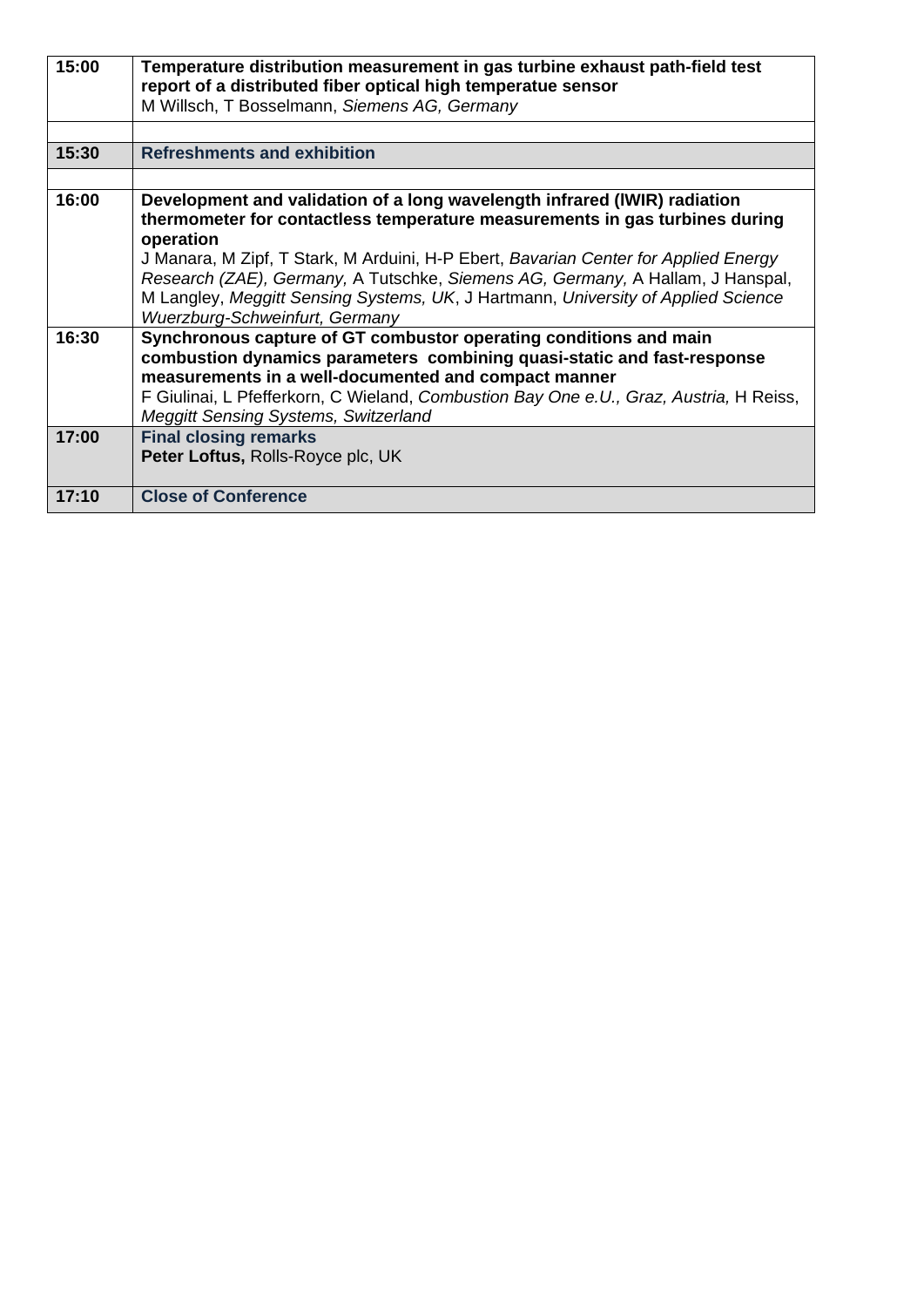| | |
|---|---|
| **15:00** | **Temperature distribution measurement in gas turbine exhaust path-field test report of a distributed fiber optical high temperatue sensor**<br>M Willsch, T Bosselmann, *Siemens AG, Germany* |
| | |
| **15:30** | **Refreshments and exhibition** |
| | |
| **16:00** | **Development and validation of a long wavelength infrared (lWIR) radiation thermometer for contactless temperature measurements in gas turbines during operation**<br>J Manara, M Zipf, T Stark, M Arduini, H-P Ebert, *Bavarian Center for Applied Energy Research (ZAE), Germany,* A Tutschke, *Siemens AG, Germany,* A Hallam, J Hanspal, M Langley, *Meggitt Sensing Systems, UK*, J Hartmann, *University of Applied Science Wuerzburg-Schweinfurt, Germany* |
| **16:30** | **Synchronous capture of GT combustor operating conditions and main combustion dynamics parameters combining quasi-static and fast-response measurements in a well-documented and compact manner**<br>F Giulinai, L Pfefferkorn, C Wieland, *Combustion Bay One e.U., Graz, Austria,* H Reiss, *Meggitt Sensing Systems, Switzerland* |
| **17:00** | **Final closing remarks**<br>**Peter Loftus,** Rolls-Royce plc, UK |
| **17:10** | **Close of Conference** |